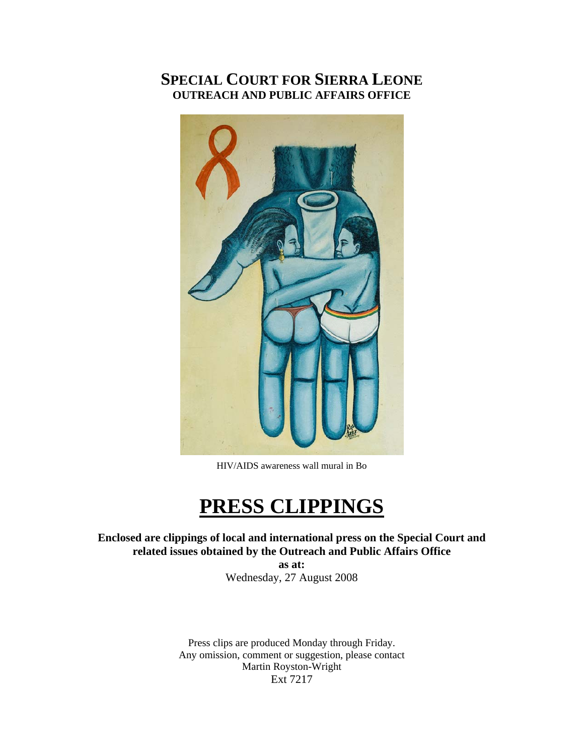# SPECIAL COURT FOR SIERRA LEONE
## OUTREACH AND PUBLIC AFFAIRS OFFICE

HIV/AIDS awareness wall mural in Bo

# PRESS CLIPPINGS

**Enclosed are clippings of local and international press on the Special Court and related issues obtained by the Outreach and Public Affairs Office**

**as at:**

Wednesday, 27 August 2008

Press clips are produced Monday through Friday.
Any omission, comment or suggestion, please contact
Martin Royston-Wright
Ext 7217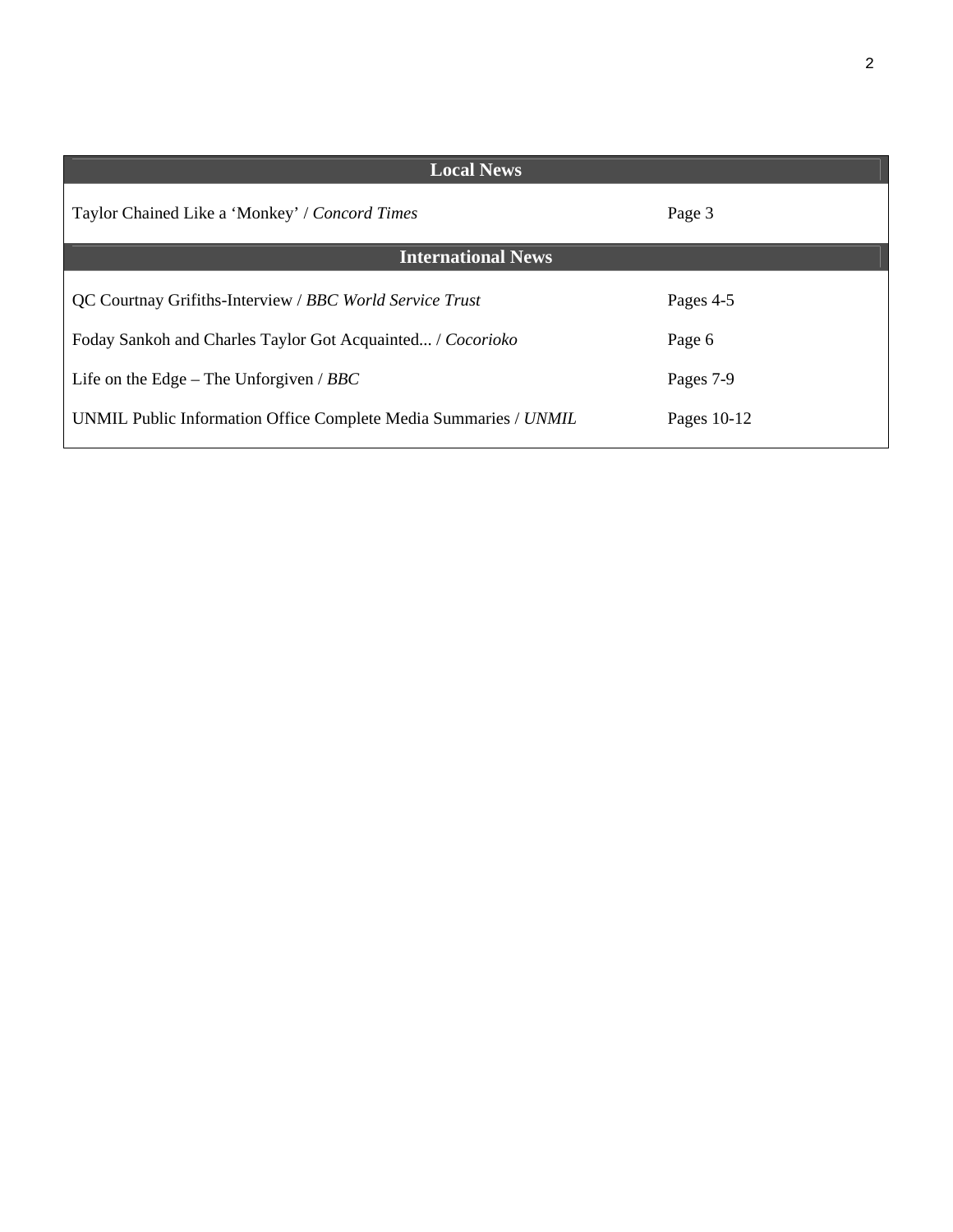## Local News

Taylor Chained Like a 'Monkey' / *Concord Times* — Page 3

## International News

QC Courtnay Grifiths-Interview / *BBC World Service Trust* — Pages 4-5

Foday Sankoh and Charles Taylor Got Acquainted... / *Cocorioko* — Page 6

Life on the Edge – The Unforgiven / *BBC* — Pages 7-9

UNMIL Public Information Office Complete Media Summaries / *UNMIL* — Pages 10-12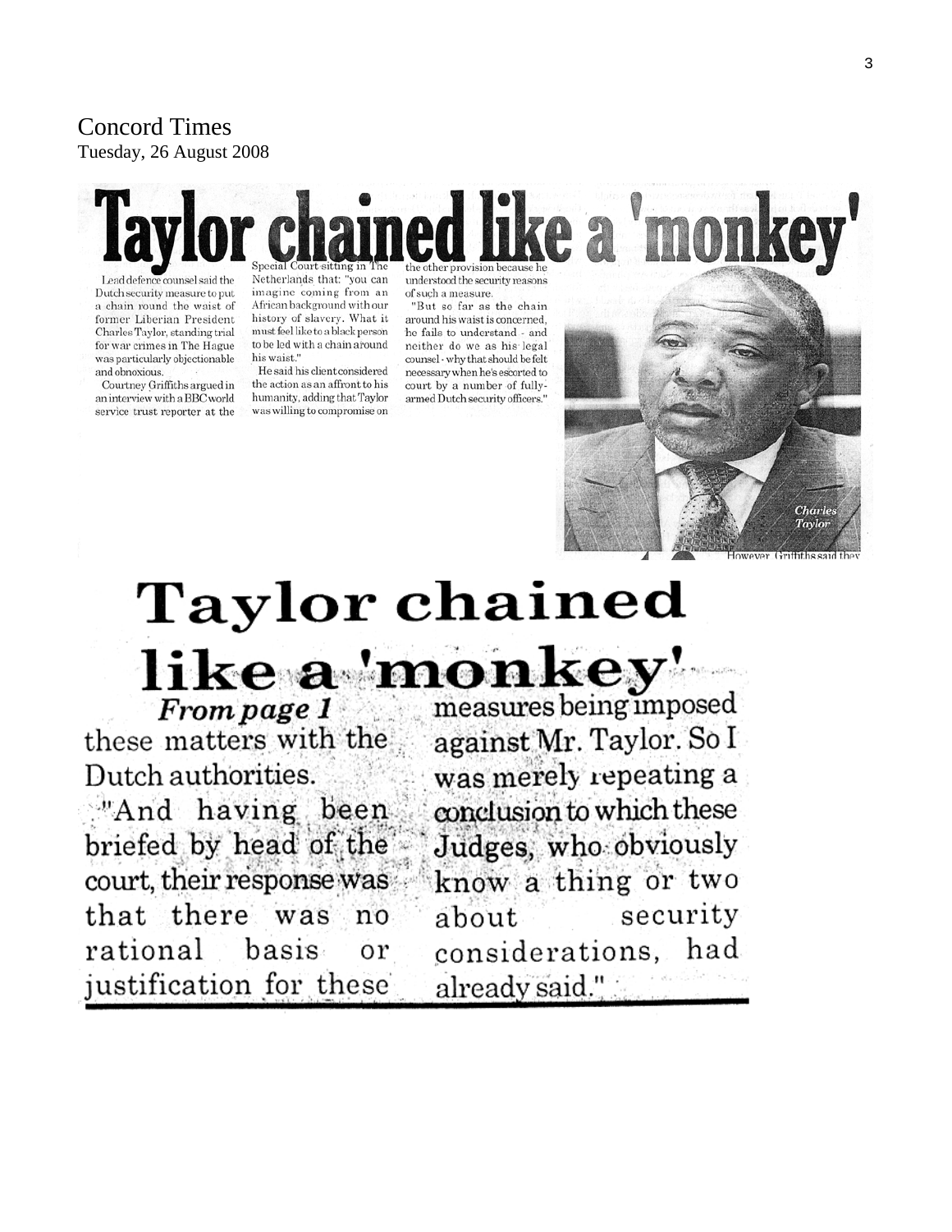Concord Times
Tuesday, 26 August 2008

# Taylor chained like a 'monkey'

Lead defence counsel said the Dutch security measure to put a chain round the waist of former Liberian President Charles Taylor, standing trial for war crimes in The Hague was particularly objectionable and obnoxious.

Courtney Griffiths argued in an interview with a BBC world service trust reporter at the Special Court sitting in The Netherlands that: "you can imagine coming from an African background with our history of slavery. What it must feel like to a black person to be led with a chain around his waist."

He said his client considered the action as an affront to his humanity, adding that Taylor was willing to compromise on the other provision because he understood the security reasons of such a measure.

"But so far as the chain around his waist is concerned, he fails to understand - and neither do we as his legal counsel - why that should be felt necessary when he's escorted to court by a number of fully-armed Dutch security officers."

Charles Taylor

However Griffiths said they

# Taylor chained like a 'monkey'

*From page 1*

these matters with the Dutch authorities.

"And having been briefed by head of the court, their response was that there was no rational basis or justification for these measures being imposed against Mr. Taylor. So I was merely repeating a conclusion to which these Judges, who obviously know a thing or two about security considerations, had already said."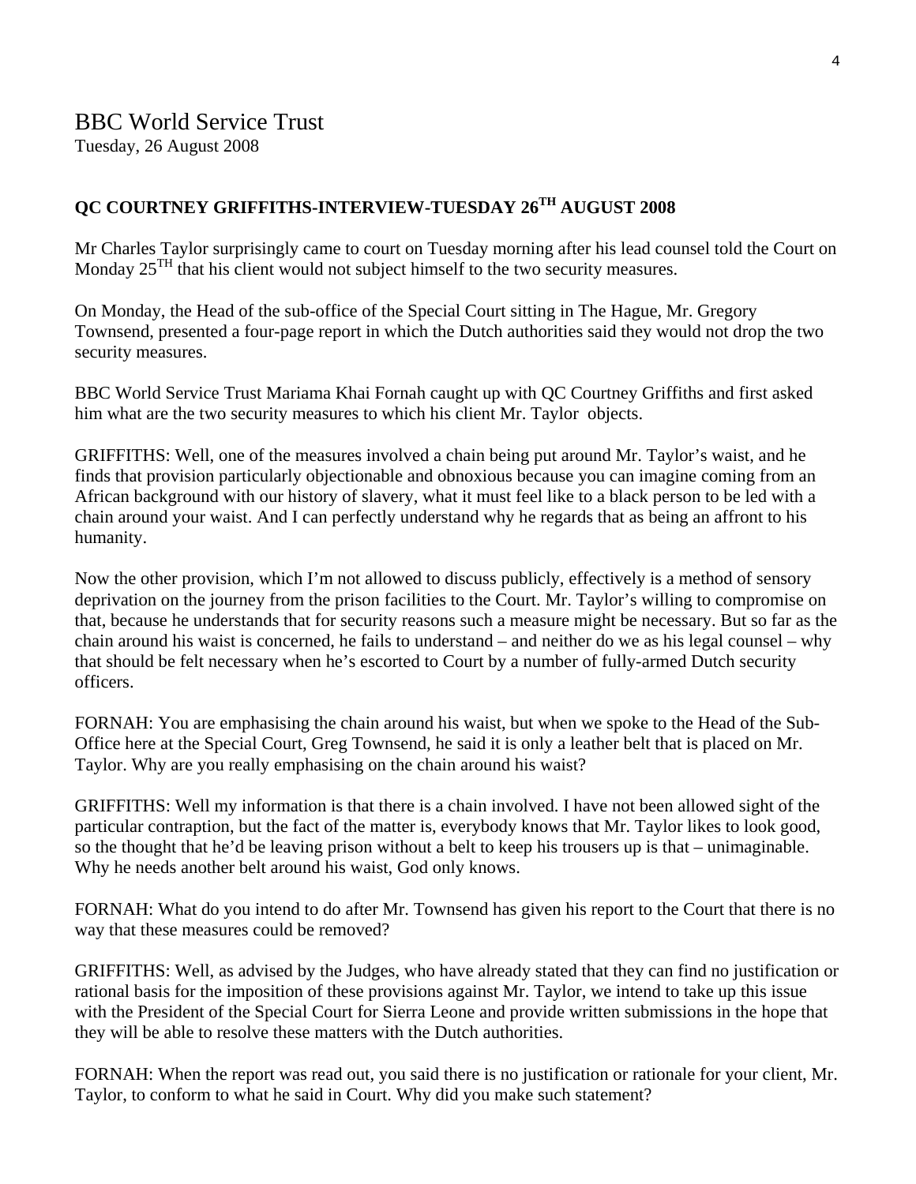# BBC World Service Trust

Tuesday, 26 August 2008

## QC COURTNEY GRIFFITHS-INTERVIEW-TUESDAY 26TH AUGUST 2008

Mr Charles Taylor surprisingly came to court on Tuesday morning after his lead counsel told the Court on Monday 25TH that his client would not subject himself to the two security measures.

On Monday, the Head of the sub-office of the Special Court sitting in The Hague, Mr. Gregory Townsend, presented a four-page report in which the Dutch authorities said they would not drop the two security measures.

BBC World Service Trust Mariama Khai Fornah caught up with QC Courtney Griffiths and first asked him what are the two security measures to which his client Mr. Taylor objects.

GRIFFITHS: Well, one of the measures involved a chain being put around Mr. Taylor's waist, and he finds that provision particularly objectionable and obnoxious because you can imagine coming from an African background with our history of slavery, what it must feel like to a black person to be led with a chain around your waist. And I can perfectly understand why he regards that as being an affront to his humanity.

Now the other provision, which I'm not allowed to discuss publicly, effectively is a method of sensory deprivation on the journey from the prison facilities to the Court. Mr. Taylor's willing to compromise on that, because he understands that for security reasons such a measure might be necessary. But so far as the chain around his waist is concerned, he fails to understand – and neither do we as his legal counsel – why that should be felt necessary when he's escorted to Court by a number of fully-armed Dutch security officers.

FORNAH: You are emphasising the chain around his waist, but when we spoke to the Head of the Sub-Office here at the Special Court, Greg Townsend, he said it is only a leather belt that is placed on Mr. Taylor. Why are you really emphasising on the chain around his waist?

GRIFFITHS: Well my information is that there is a chain involved. I have not been allowed sight of the particular contraption, but the fact of the matter is, everybody knows that Mr. Taylor likes to look good, so the thought that he'd be leaving prison without a belt to keep his trousers up is that – unimaginable. Why he needs another belt around his waist, God only knows.

FORNAH: What do you intend to do after Mr. Townsend has given his report to the Court that there is no way that these measures could be removed?

GRIFFITHS: Well, as advised by the Judges, who have already stated that they can find no justification or rational basis for the imposition of these provisions against Mr. Taylor, we intend to take up this issue with the President of the Special Court for Sierra Leone and provide written submissions in the hope that they will be able to resolve these matters with the Dutch authorities.

FORNAH: When the report was read out, you said there is no justification or rationale for your client, Mr. Taylor, to conform to what he said in Court. Why did you make such statement?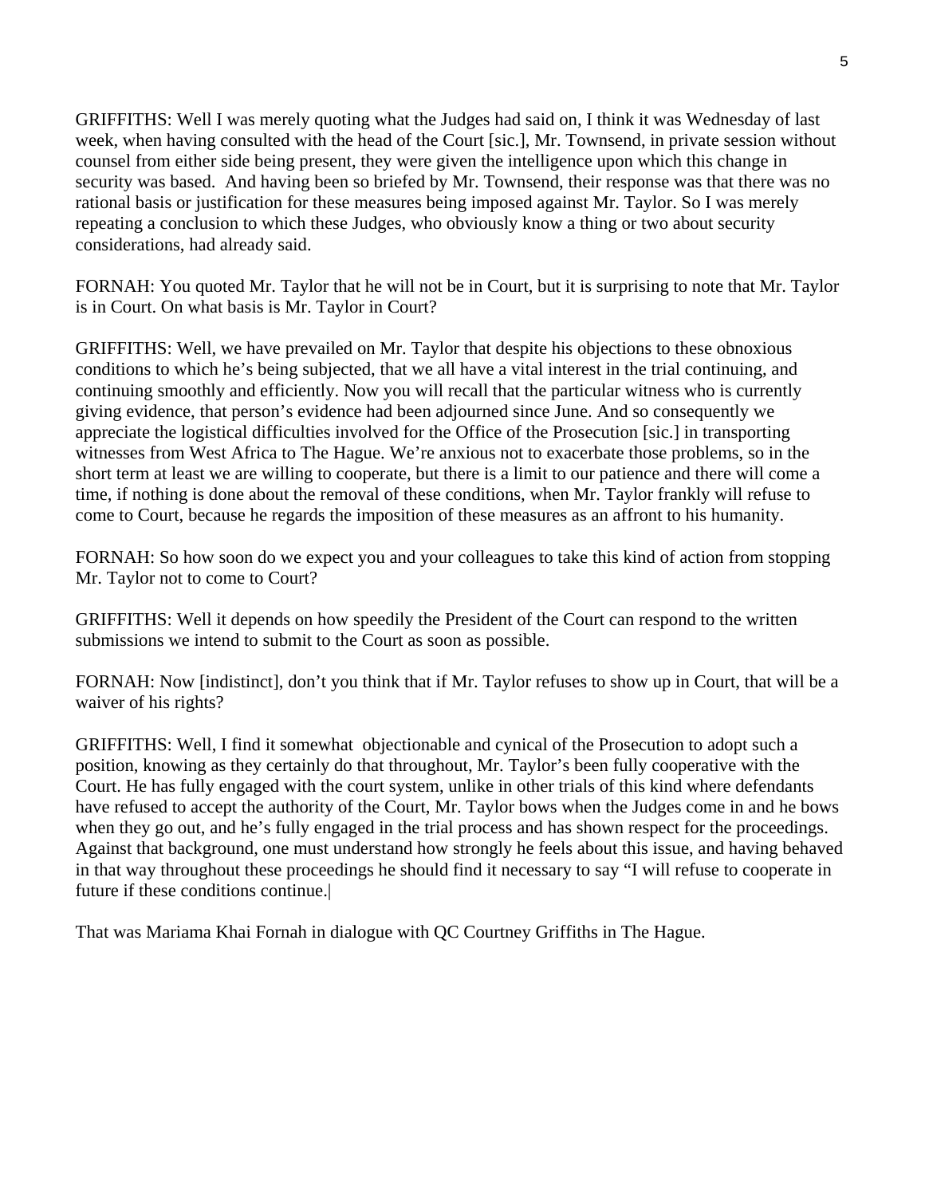GRIFFITHS: Well I was merely quoting what the Judges had said on, I think it was Wednesday of last week, when having consulted with the head of the Court [sic.], Mr. Townsend, in private session without counsel from either side being present, they were given the intelligence upon which this change in security was based. And having been so briefed by Mr. Townsend, their response was that there was no rational basis or justification for these measures being imposed against Mr. Taylor. So I was merely repeating a conclusion to which these Judges, who obviously know a thing or two about security considerations, had already said.

FORNAH: You quoted Mr. Taylor that he will not be in Court, but it is surprising to note that Mr. Taylor is in Court. On what basis is Mr. Taylor in Court?

GRIFFITHS: Well, we have prevailed on Mr. Taylor that despite his objections to these obnoxious conditions to which he's being subjected, that we all have a vital interest in the trial continuing, and continuing smoothly and efficiently. Now you will recall that the particular witness who is currently giving evidence, that person's evidence had been adjourned since June. And so consequently we appreciate the logistical difficulties involved for the Office of the Prosecution [sic.] in transporting witnesses from West Africa to The Hague. We're anxious not to exacerbate those problems, so in the short term at least we are willing to cooperate, but there is a limit to our patience and there will come a time, if nothing is done about the removal of these conditions, when Mr. Taylor frankly will refuse to come to Court, because he regards the imposition of these measures as an affront to his humanity.

FORNAH: So how soon do we expect you and your colleagues to take this kind of action from stopping Mr. Taylor not to come to Court?

GRIFFITHS: Well it depends on how speedily the President of the Court can respond to the written submissions we intend to submit to the Court as soon as possible.

FORNAH: Now [indistinct], don't you think that if Mr. Taylor refuses to show up in Court, that will be a waiver of his rights?

GRIFFITHS: Well, I find it somewhat objectionable and cynical of the Prosecution to adopt such a position, knowing as they certainly do that throughout, Mr. Taylor's been fully cooperative with the Court. He has fully engaged with the court system, unlike in other trials of this kind where defendants have refused to accept the authority of the Court, Mr. Taylor bows when the Judges come in and he bows when they go out, and he's fully engaged in the trial process and has shown respect for the proceedings. Against that background, one must understand how strongly he feels about this issue, and having behaved in that way throughout these proceedings he should find it necessary to say "I will refuse to cooperate in future if these conditions continue.|

That was Mariama Khai Fornah in dialogue with QC Courtney Griffiths in The Hague.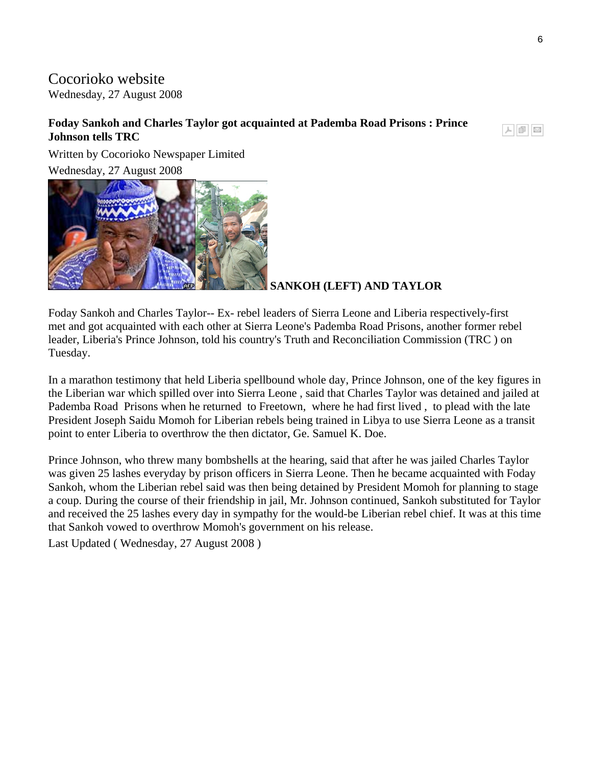# Cocorioko website

Wednesday, 27 August 2008

## Foday Sankoh and Charles Taylor got acquainted at Pademba Road Prisons : Prince Johnson tells TRC

Written by Cocorioko Newspaper Limited

Wednesday, 27 August 2008

**SANKOH (LEFT) AND TAYLOR**

Foday Sankoh and Charles Taylor-- Ex- rebel leaders of Sierra Leone and Liberia respectively-first met and got acquainted with each other at Sierra Leone's Pademba Road Prisons, another former rebel leader, Liberia's Prince Johnson, told his country's Truth and Reconciliation Commission (TRC ) on Tuesday.

In a marathon testimony that held Liberia spellbound whole day, Prince Johnson, one of the key figures in the Liberian war which spilled over into Sierra Leone , said that Charles Taylor was detained and jailed at Pademba Road Prisons when he returned to Freetown, where he had first lived , to plead with the late President Joseph Saidu Momoh for Liberian rebels being trained in Libya to use Sierra Leone as a transit point to enter Liberia to overthrow the then dictator, Ge. Samuel K. Doe.

Prince Johnson, who threw many bombshells at the hearing, said that after he was jailed Charles Taylor was given 25 lashes everyday by prison officers in Sierra Leone. Then he became acquainted with Foday Sankoh, whom the Liberian rebel said was then being detained by President Momoh for planning to stage a coup. During the course of their friendship in jail, Mr. Johnson continued, Sankoh substituted for Taylor and received the 25 lashes every day in sympathy for the would-be Liberian rebel chief. It was at this time that Sankoh vowed to overthrow Momoh's government on his release.

Last Updated ( Wednesday, 27 August 2008 )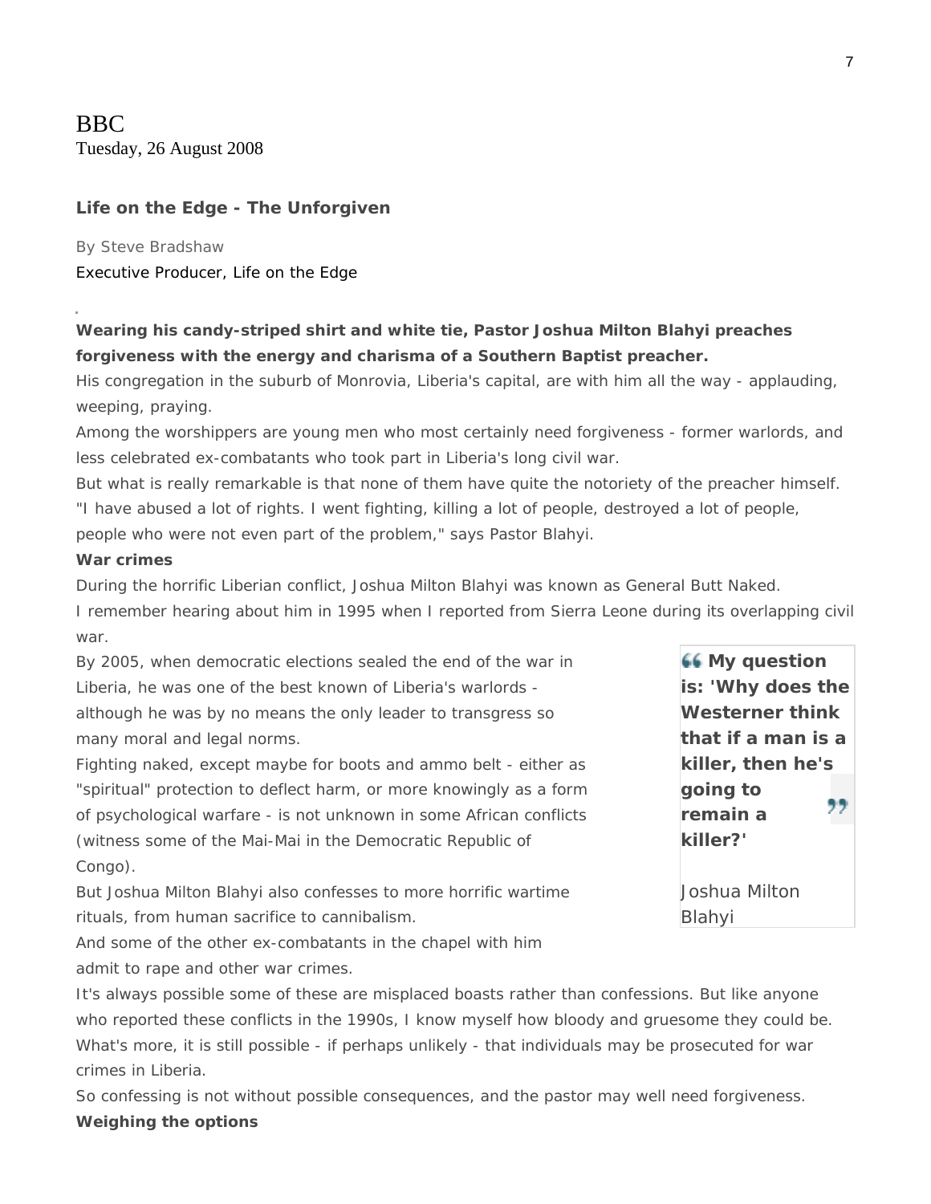BBC
Tuesday, 26 August 2008

## Life on the Edge - The Unforgiven

By Steve Bradshaw

Executive Producer, Life on the Edge

**Wearing his candy-striped shirt and white tie, Pastor Joshua Milton Blahyi preaches forgiveness with the energy and charisma of a Southern Baptist preacher.**

His congregation in the suburb of Monrovia, Liberia's capital, are with him all the way - applauding, weeping, praying.

Among the worshippers are young men who most certainly need forgiveness - former warlords, and less celebrated ex-combatants who took part in Liberia's long civil war.

But what is really remarkable is that none of them have quite the notoriety of the preacher himself.

"I have abused a lot of rights. I went fighting, killing a lot of people, destroyed a lot of people, people who were not even part of the problem," says Pastor Blahyi.

**War crimes**

During the horrific Liberian conflict, Joshua Milton Blahyi was known as General Butt Naked.

I remember hearing about him in 1995 when I reported from Sierra Leone during its overlapping civil war.

By 2005, when democratic elections sealed the end of the war in Liberia, he was one of the best known of Liberia's warlords - although he was by no means the only leader to transgress so many moral and legal norms.

Fighting naked, except maybe for boots and ammo belt - either as "spiritual" protection to deflect harm, or more knowingly as a form of psychological warfare - is not unknown in some African conflicts (witness some of the Mai-Mai in the Democratic Republic of Congo).

But Joshua Milton Blahyi also confesses to more horrific wartime rituals, from human sacrifice to cannibalism.

And some of the other ex-combatants in the chapel with him admit to rape and other war crimes.

> **My question is: 'Why does the Westerner think that if a man is a killer, then he's going to remain a killer?'**
>
> Joshua Milton Blahyi

It's always possible some of these are misplaced boasts rather than confessions. But like anyone who reported these conflicts in the 1990s, I know myself how bloody and gruesome they could be.

What's more, it is still possible - if perhaps unlikely - that individuals may be prosecuted for war crimes in Liberia.

So confessing is not without possible consequences, and the pastor may well need forgiveness.

**Weighing the options**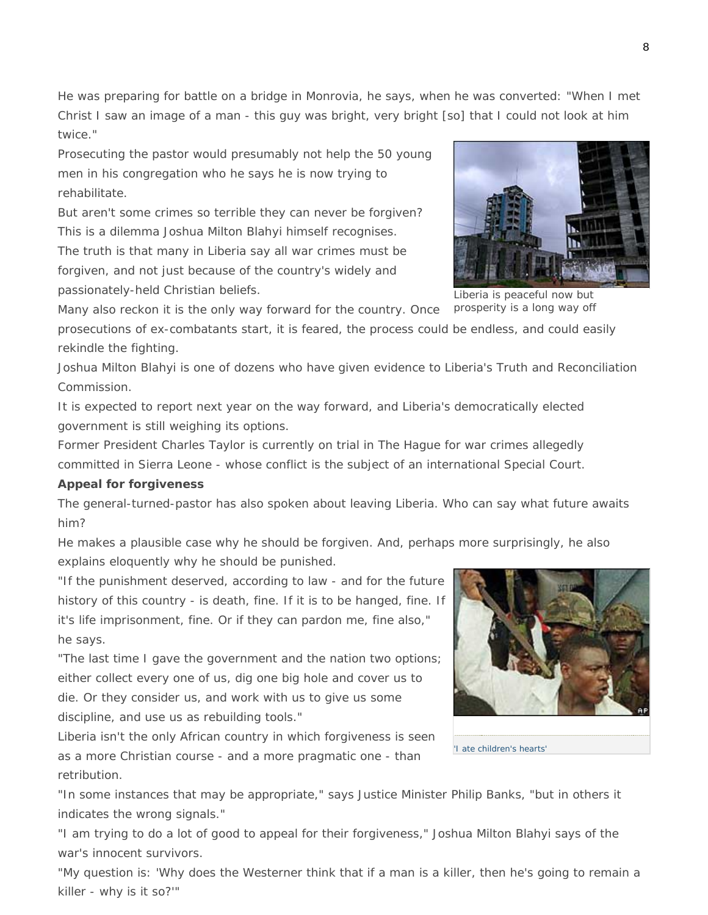He was preparing for battle on a bridge in Monrovia, he says, when he was converted: "When I met Christ I saw an image of a man - this guy was bright, very bright [so] that I could not look at him twice."

Prosecuting the pastor would presumably not help the 50 young men in his congregation who he says he is now trying to rehabilitate.

But aren't some crimes so terrible they can never be forgiven? This is a dilemma Joshua Milton Blahyi himself recognises.

The truth is that many in Liberia say all war crimes must be forgiven, and not just because of the country's widely and passionately-held Christian beliefs.

Liberia is peaceful now but prosperity is a long way off

Many also reckon it is the only way forward for the country. Once prosecutions of ex-combatants start, it is feared, the process could be endless, and could easily rekindle the fighting.

Joshua Milton Blahyi is one of dozens who have given evidence to Liberia's Truth and Reconciliation Commission.

It is expected to report next year on the way forward, and Liberia's democratically elected government is still weighing its options.

Former President Charles Taylor is currently on trial in The Hague for war crimes allegedly committed in Sierra Leone - whose conflict is the subject of an international Special Court.

**Appeal for forgiveness**

The general-turned-pastor has also spoken about leaving Liberia. Who can say what future awaits him?

He makes a plausible case why he should be forgiven. And, perhaps more surprisingly, he also explains eloquently why he should be punished.

"If the punishment deserved, according to law - and for the future history of this country - is death, fine. If it is to be hanged, fine. If it's life imprisonment, fine. Or if they can pardon me, fine also," he says.

"The last time I gave the government and the nation two options; either collect every one of us, dig one big hole and cover us to die. Or they consider us, and work with us to give us some discipline, and use us as rebuilding tools."

'I ate children's hearts'

Liberia isn't the only African country in which forgiveness is seen as a more Christian course - and a more pragmatic one - than retribution.

"In some instances that may be appropriate," says Justice Minister Philip Banks, "but in others it indicates the wrong signals."

"I am trying to do a lot of good to appeal for their forgiveness," Joshua Milton Blahyi says of the war's innocent survivors.

"My question is: 'Why does the Westerner think that if a man is a killer, then he's going to remain a killer - why is it so?'"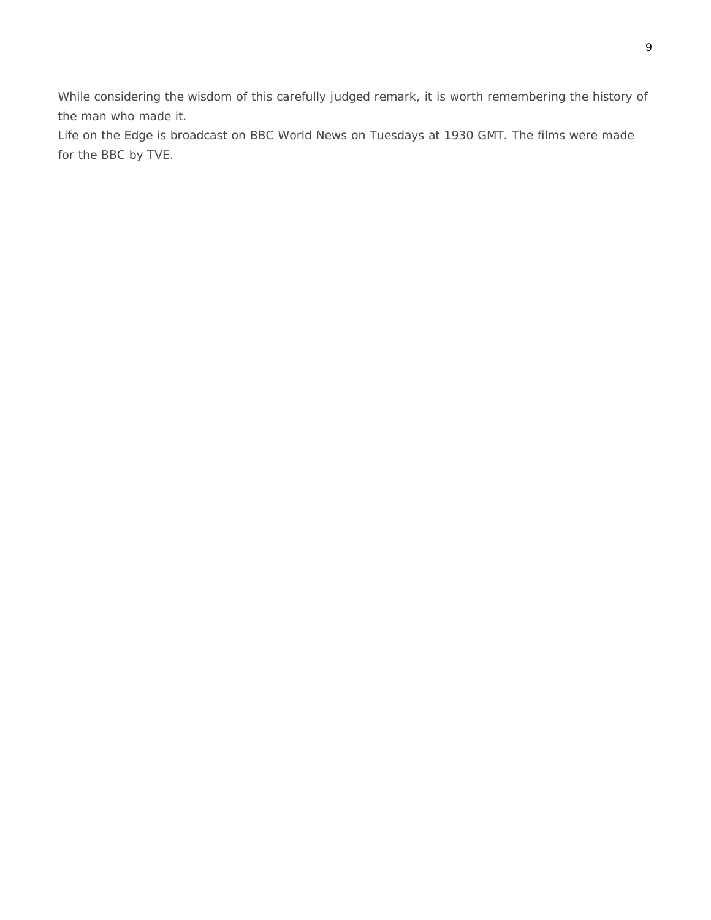While considering the wisdom of this carefully judged remark, it is worth remembering the history of the man who made it.

Life on the Edge is broadcast on BBC World News on Tuesdays at 1930 GMT. The films were made for the BBC by TVE.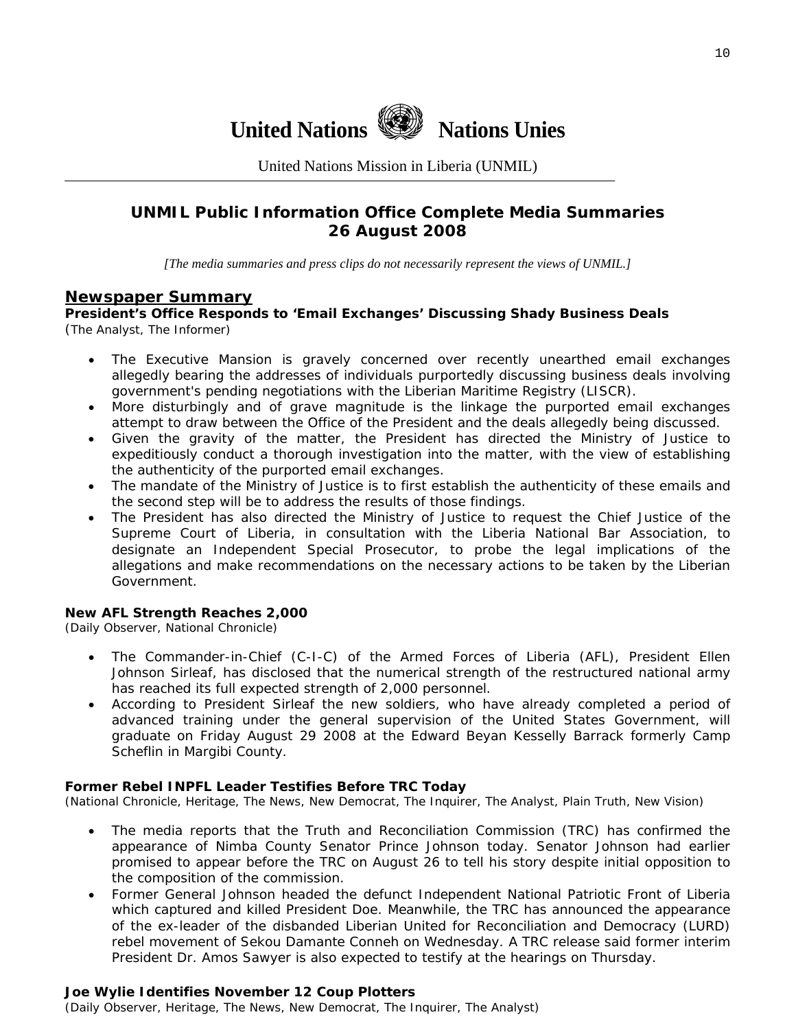# United Nations Nations Unies

United Nations Mission in Liberia (UNMIL)

## UNMIL Public Information Office Complete Media Summaries
## 26 August 2008

*[The media summaries and press clips do not necessarily represent the views of UNMIL.]*

## Newspaper Summary

**President's Office Responds to 'Email Exchanges' Discussing Shady Business Deals**
(The Analyst, The Informer)

- The Executive Mansion is gravely concerned over recently unearthed email exchanges allegedly bearing the addresses of individuals purportedly discussing business deals involving government's pending negotiations with the Liberian Maritime Registry (LISCR).
- More disturbingly and of grave magnitude is the linkage the purported email exchanges attempt to draw between the Office of the President and the deals allegedly being discussed.
- Given the gravity of the matter, the President has directed the Ministry of Justice to expeditiously conduct a thorough investigation into the matter, with the view of establishing the authenticity of the purported email exchanges.
- The mandate of the Ministry of Justice is to first establish the authenticity of these emails and the second step will be to address the results of those findings.
- The President has also directed the Ministry of Justice to request the Chief Justice of the Supreme Court of Liberia, in consultation with the Liberia National Bar Association, to designate an Independent Special Prosecutor, to probe the legal implications of the allegations and make recommendations on the necessary actions to be taken by the Liberian Government.

**New AFL Strength Reaches 2,000**
(Daily Observer, National Chronicle)

- The Commander-in-Chief (C-I-C) of the Armed Forces of Liberia (AFL), President Ellen Johnson Sirleaf, has disclosed that the numerical strength of the restructured national army has reached its full expected strength of 2,000 personnel.
- According to President Sirleaf the new soldiers, who have already completed a period of advanced training under the general supervision of the United States Government, will graduate on Friday August 29 2008 at the Edward Beyan Kesselly Barrack formerly Camp Scheflin in Margibi County.

**Former Rebel INPFL Leader Testifies Before TRC Today**
(National Chronicle, Heritage, The News, New Democrat, The Inquirer, The Analyst, Plain Truth, New Vision)

- The media reports that the Truth and Reconciliation Commission (TRC) has confirmed the appearance of Nimba County Senator Prince Johnson today. Senator Johnson had earlier promised to appear before the TRC on August 26 to tell his story despite initial opposition to the composition of the commission.
- Former General Johnson headed the defunct Independent National Patriotic Front of Liberia which captured and killed President Doe. Meanwhile, the TRC has announced the appearance of the ex-leader of the disbanded Liberian United for Reconciliation and Democracy (LURD) rebel movement of Sekou Damante Conneh on Wednesday. A TRC release said former interim President Dr. Amos Sawyer is also expected to testify at the hearings on Thursday.

**Joe Wylie Identifies November 12 Coup Plotters**
(Daily Observer, Heritage, The News, New Democrat, The Inquirer, The Analyst)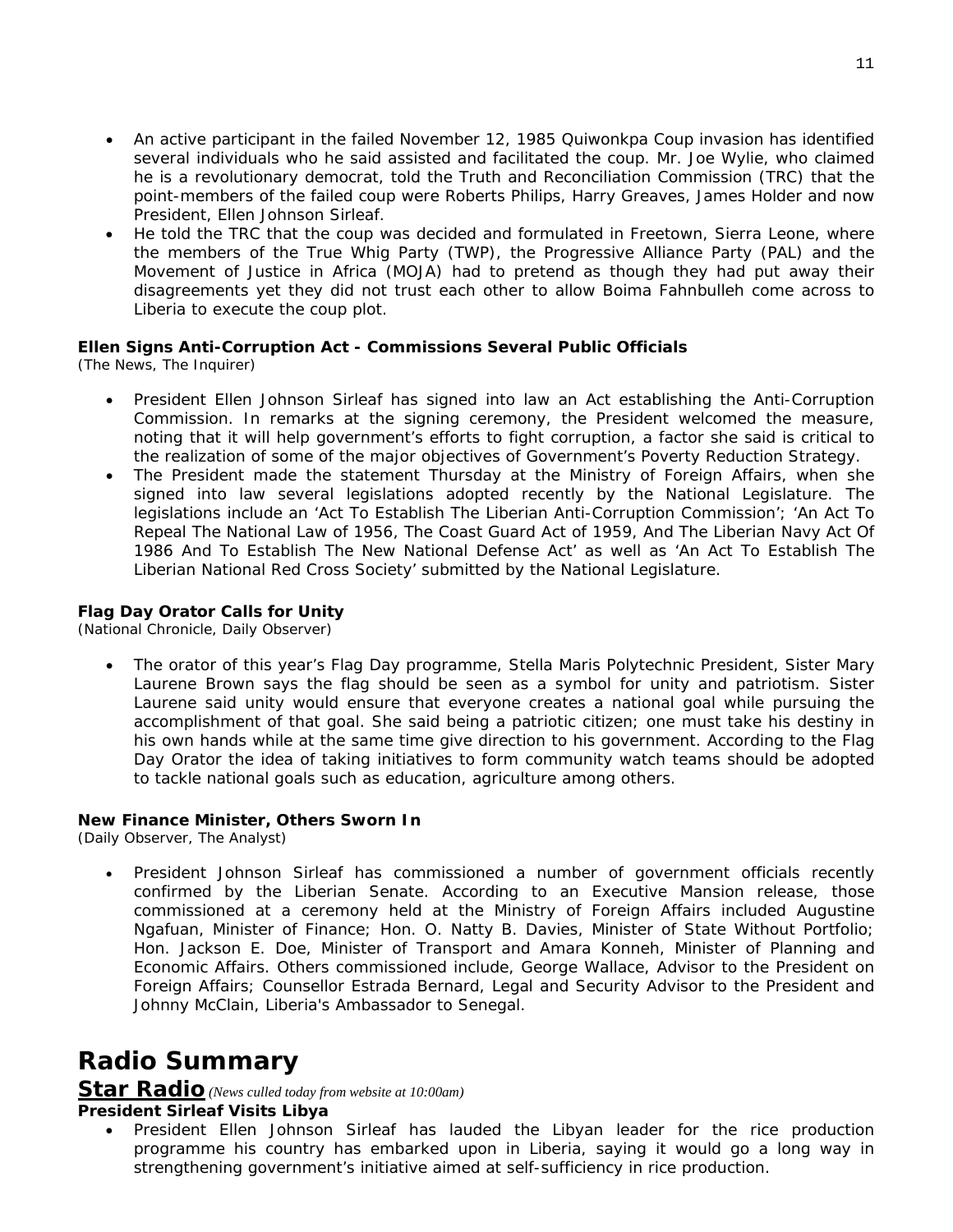- An active participant in the failed November 12, 1985 Quiwonkpa Coup invasion has identified several individuals who he said assisted and facilitated the coup. Mr. Joe Wylie, who claimed he is a revolutionary democrat, told the Truth and Reconciliation Commission (TRC) that the point-members of the failed coup were Roberts Philips, Harry Greaves, James Holder and now President, Ellen Johnson Sirleaf.
- He told the TRC that the coup was decided and formulated in Freetown, Sierra Leone, where the members of the True Whig Party (TWP), the Progressive Alliance Party (PAL) and the Movement of Justice in Africa (MOJA) had to pretend as though they had put away their disagreements yet they did not trust each other to allow Boima Fahnbulleh come across to Liberia to execute the coup plot.

**Ellen Signs Anti-Corruption Act - Commissions Several Public Officials**
*(The News, The Inquirer)*

- President Ellen Johnson Sirleaf has signed into law an Act establishing the Anti-Corruption Commission. In remarks at the signing ceremony, the President welcomed the measure, noting that it will help government's efforts to fight corruption, a factor she said is critical to the realization of some of the major objectives of Government's Poverty Reduction Strategy.
- The President made the statement Thursday at the Ministry of Foreign Affairs, when she signed into law several legislations adopted recently by the National Legislature. The legislations include an 'Act To Establish The Liberian Anti-Corruption Commission'; 'An Act To Repeal The National Law of 1956, The Coast Guard Act of 1959, And The Liberian Navy Act Of 1986 And To Establish The New National Defense Act' as well as 'An Act To Establish The Liberian National Red Cross Society' submitted by the National Legislature.

**Flag Day Orator Calls for Unity**
*(National Chronicle, Daily Observer)*

- The orator of this year's Flag Day programme, Stella Maris Polytechnic President, Sister Mary Laurene Brown says the flag should be seen as a symbol for unity and patriotism. Sister Laurene said unity would ensure that everyone creates a national goal while pursuing the accomplishment of that goal. She said being a patriotic citizen; one must take his destiny in his own hands while at the same time give direction to his government. According to the Flag Day Orator the idea of taking initiatives to form community watch teams should be adopted to tackle national goals such as education, agriculture among others.

**New Finance Minister, Others Sworn In**
*(Daily Observer, The Analyst)*

- President Johnson Sirleaf has commissioned a number of government officials recently confirmed by the Liberian Senate. According to an Executive Mansion release, those commissioned at a ceremony held at the Ministry of Foreign Affairs included Augustine Ngafuan, Minister of Finance; Hon. O. Natty B. Davies, Minister of State Without Portfolio; Hon. Jackson E. Doe, Minister of Transport and Amara Konneh, Minister of Planning and Economic Affairs. Others commissioned include, George Wallace, Advisor to the President on Foreign Affairs; Counsellor Estrada Bernard, Legal and Security Advisor to the President and Johnny McClain, Liberia's Ambassador to Senegal.

# Radio Summary

## Star Radio *(News culled today from website at 10:00am)*

**President Sirleaf Visits Libya**

- President Ellen Johnson Sirleaf has lauded the Libyan leader for the rice production programme his country has embarked upon in Liberia, saying it would go a long way in strengthening government's initiative aimed at self-sufficiency in rice production.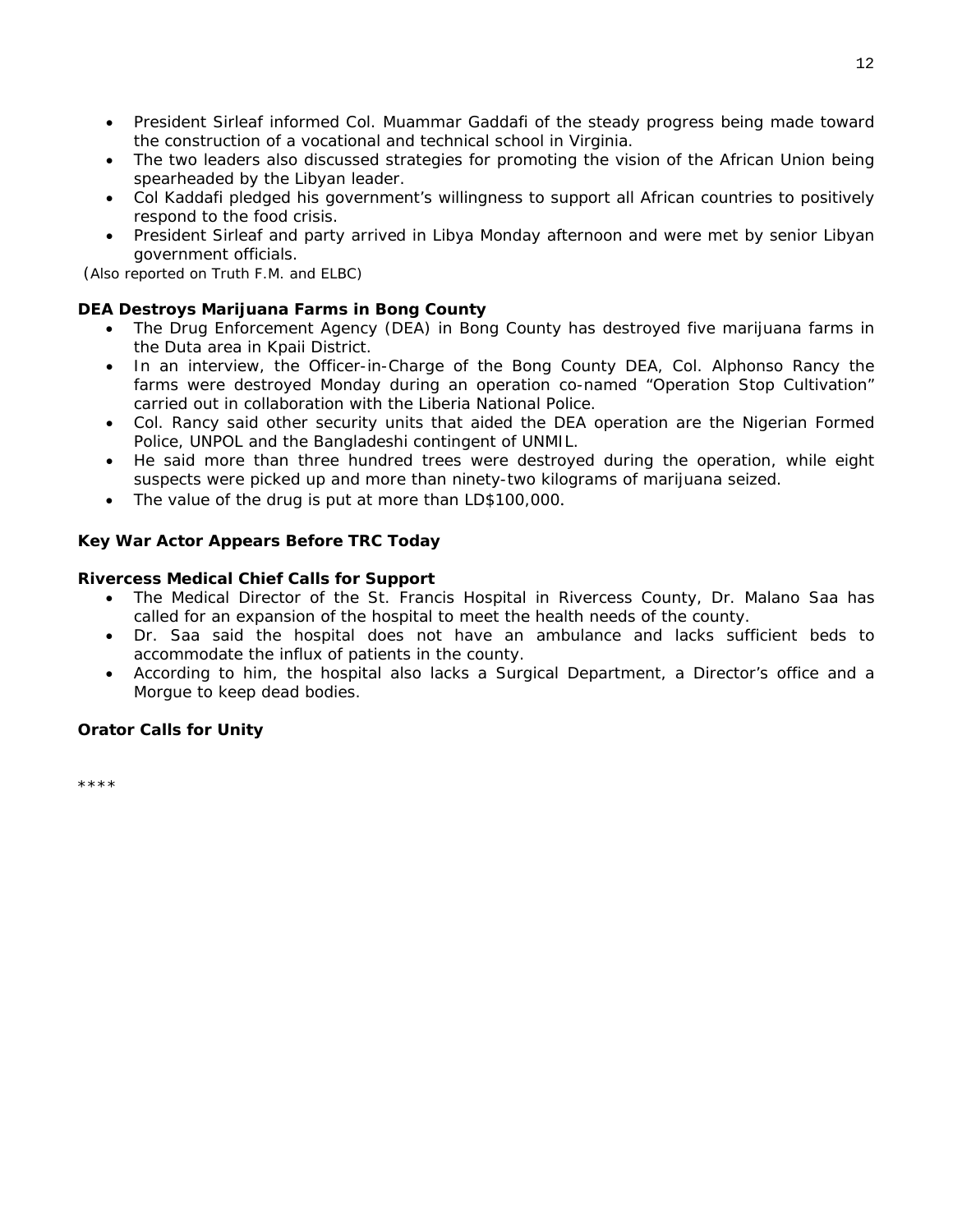- President Sirleaf informed Col. Muammar Gaddafi of the steady progress being made toward the construction of a vocational and technical school in Virginia.
- The two leaders also discussed strategies for promoting the vision of the African Union being spearheaded by the Libyan leader.
- Col Kaddafi pledged his government's willingness to support all African countries to positively respond to the food crisis.
- President Sirleaf and party arrived in Libya Monday afternoon and were met by senior Libyan government officials.

(Also reported on Truth F.M. and ELBC)

**DEA Destroys Marijuana Farms in Bong County**

- The Drug Enforcement Agency (DEA) in Bong County has destroyed five marijuana farms in the Duta area in Kpaii District.
- In an interview, the Officer-in-Charge of the Bong County DEA, Col. Alphonso Rancy the farms were destroyed Monday during an operation co-named "Operation Stop Cultivation" carried out in collaboration with the Liberia National Police.
- Col. Rancy said other security units that aided the DEA operation are the Nigerian Formed Police, UNPOL and the Bangladeshi contingent of UNMIL.
- He said more than three hundred trees were destroyed during the operation, while eight suspects were picked up and more than ninety-two kilograms of marijuana seized.
- The value of the drug is put at more than LD$100,000.

**Key War Actor Appears Before TRC Today**

**Rivercess Medical Chief Calls for Support**

- The Medical Director of the St. Francis Hospital in Rivercess County, Dr. Malano Saa has called for an expansion of the hospital to meet the health needs of the county.
- Dr. Saa said the hospital does not have an ambulance and lacks sufficient beds to accommodate the influx of patients in the county.
- According to him, the hospital also lacks a Surgical Department, a Director's office and a Morgue to keep dead bodies.

**Orator Calls for Unity**

****